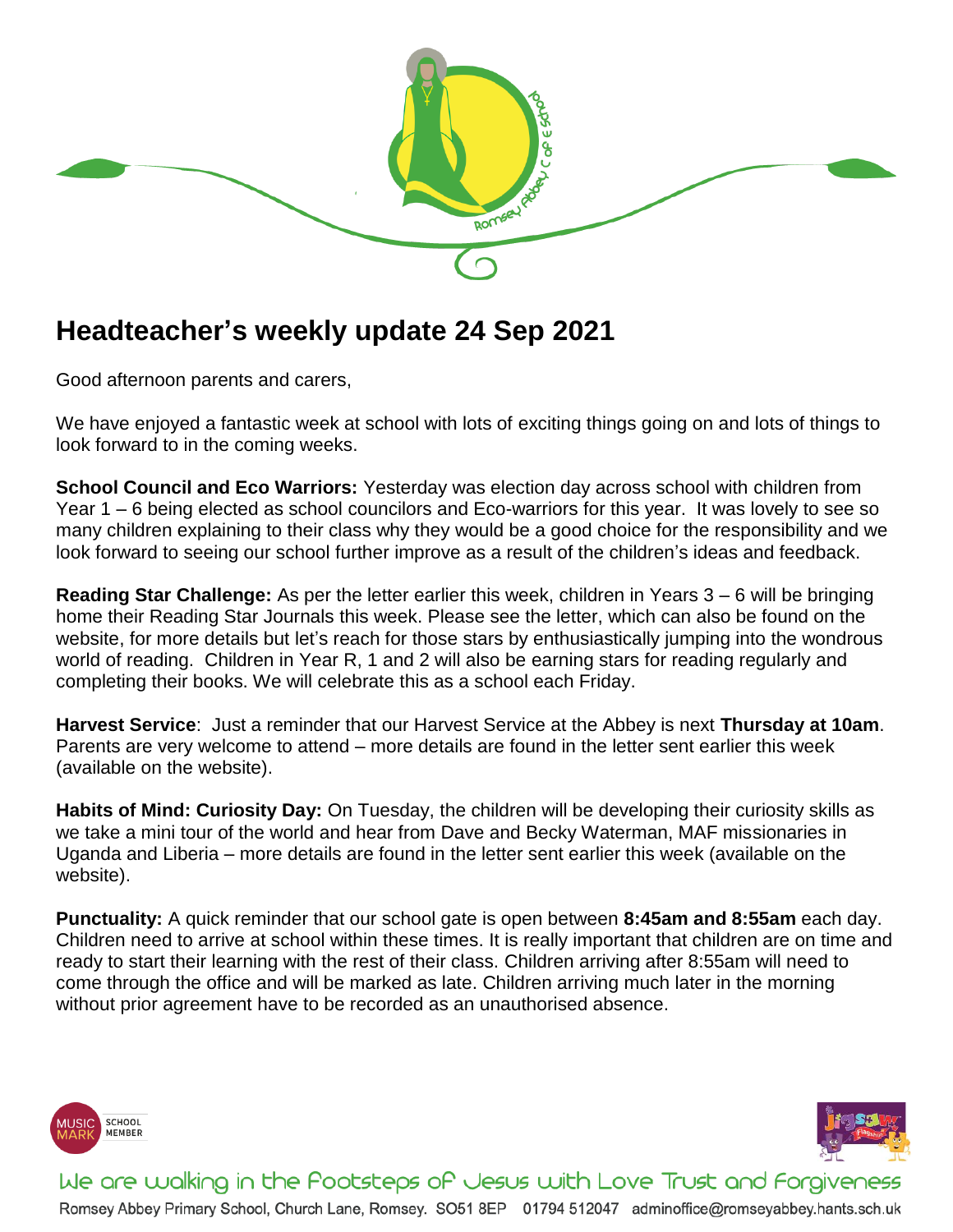# Headteacher's weekly update 24 Sep 2021

Good afternoon parents and carers,

We have enjoyed a fantastic week at school with lots of exciting things going on and lots of things to look forward to in the coming weeks.

**School Council and Eco Warriors:** Yesterday was election day across school with children from Year 1 – 6 being elected as school councilors and Eco-warriors for this year. It was lovely to see so many children explaining to their class why they would be a good choice for the responsibility and we look forward to seeing our school further improve as a result of the children's ideas and feedback.

**Reading Star Challenge:** As per the letter earlier this week, children in Years 3 – 6 will be bringing home their Reading Star Journals this week. Please see the letter, which can also be found on the website, for more details but let's reach for those stars by enthusiastically jumping into the wondrous world of reading. Children in Year R, 1 and 2 will also be earning stars for reading regularly and completing their books. We will celebrate this as a school each Friday.

**Harvest Service**: Just a reminder that our Harvest Service at the Abbey is next **Thursday at 10am**. Parents are very welcome to attend – more details are found in the letter sent earlier this week (available on the website).

**Habits of Mind: Curiosity Day:** On Tuesday, the children will be developing their curiosity skills as we take a mini tour of the world and hear from Dave and Becky Waterman, MAF missionaries in Uganda and Liberia – more details are found in the letter sent earlier this week (available on the website).

**Punctuality:** A quick reminder that our school gate is open between **8:45am and 8:55am** each day. Children need to arrive at school within these times. It is really important that children are on time and ready to start their learning with the rest of their class. Children arriving after 8:55am will need to come through the office and will be marked as late. Children arriving much later in the morning without prior agreement have to be recorded as an unauthorised absence.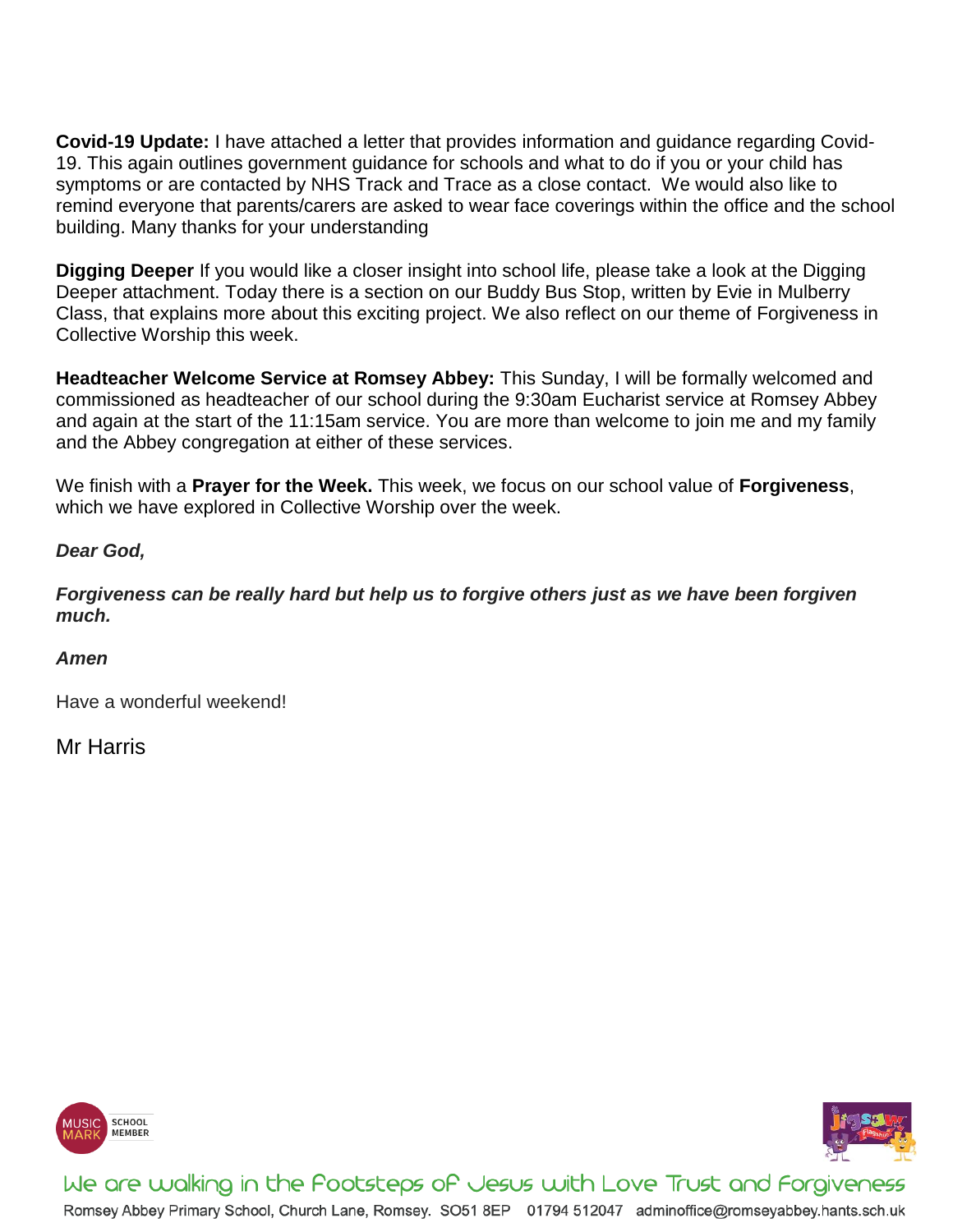**Covid-19 Update:** I have attached a letter that provides information and guidance regarding Covid-19. This again outlines government guidance for schools and what to do if you or your child has symptoms or are contacted by NHS Track and Trace as a close contact. We would also like to remind everyone that parents/carers are asked to wear face coverings within the office and the school building. Many thanks for your understanding

**Digging Deeper** If you would like a closer insight into school life, please take a look at the Digging Deeper attachment. Today there is a section on our Buddy Bus Stop, written by Evie in Mulberry Class, that explains more about this exciting project. We also reflect on our theme of Forgiveness in Collective Worship this week.

**Headteacher Welcome Service at Romsey Abbey:** This Sunday, I will be formally welcomed and commissioned as headteacher of our school during the 9:30am Eucharist service at Romsey Abbey and again at the start of the 11:15am service. You are more than welcome to join me and my family and the Abbey congregation at either of these services.

We finish with a **Prayer for the Week.** This week, we focus on our school value of **Forgiveness**, which we have explored in Collective Worship over the week.

***Dear God,***

***Forgiveness can be really hard but help us to forgive others just as we have been forgiven much.***

***Amen***

Have a wonderful weekend!

Mr Harris